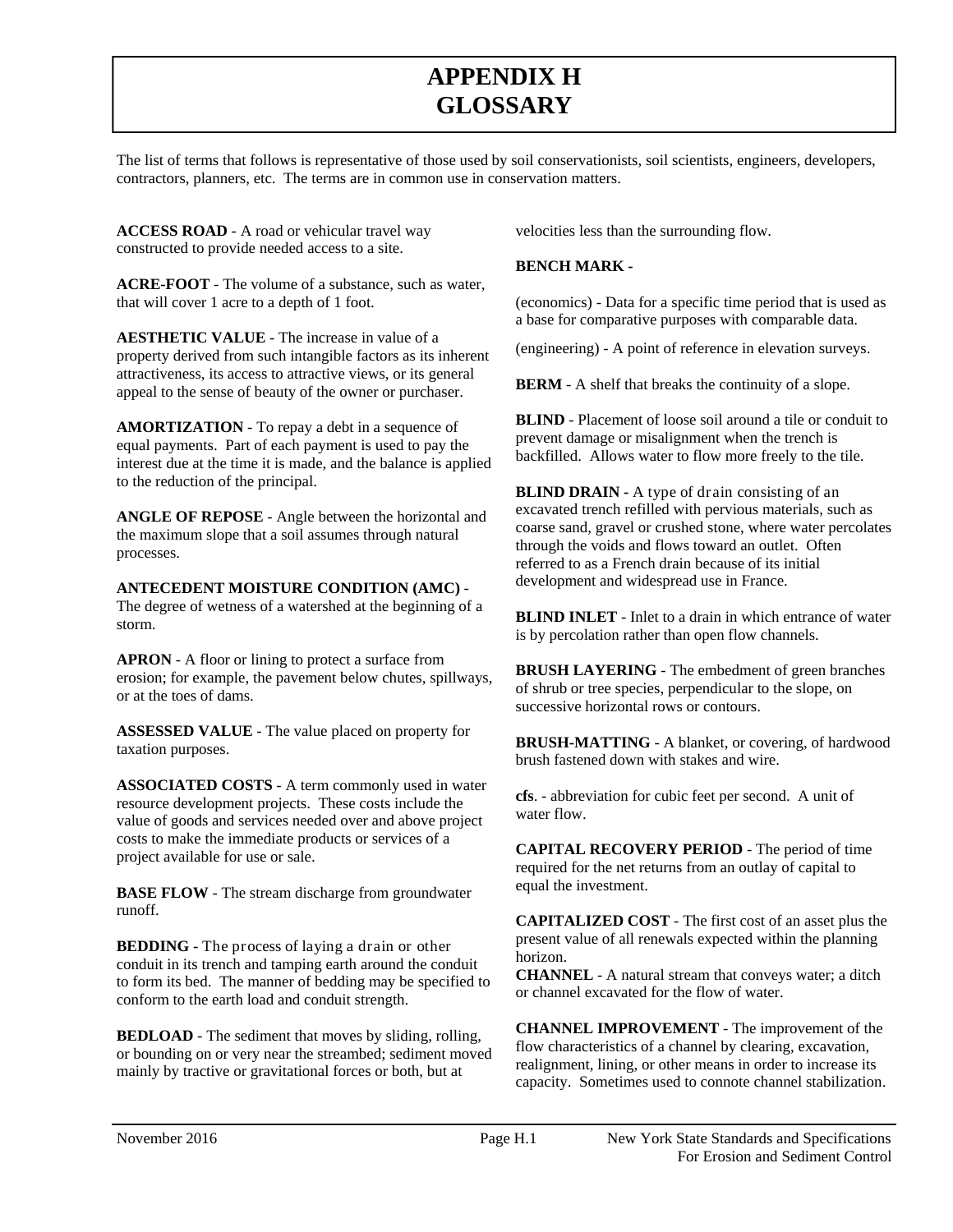# APPENDIX H
# GLOSSARY

The list of terms that follows is representative of those used by soil conservationists, soil scientists, engineers, developers, contractors, planners, etc. The terms are in common use in conservation matters.

**ACCESS ROAD** - A road or vehicular travel way constructed to provide needed access to a site.

**ACRE-FOOT** - The volume of a substance, such as water, that will cover 1 acre to a depth of 1 foot.

**AESTHETIC VALUE** - The increase in value of a property derived from such intangible factors as its inherent attractiveness, its access to attractive views, or its general appeal to the sense of beauty of the owner or purchaser.

**AMORTIZATION** - To repay a debt in a sequence of equal payments. Part of each payment is used to pay the interest due at the time it is made, and the balance is applied to the reduction of the principal.

**ANGLE OF REPOSE** - Angle between the horizontal and the maximum slope that a soil assumes through natural processes.

**ANTECEDENT MOISTURE CONDITION (AMC)** - The degree of wetness of a watershed at the beginning of a storm.

**APRON** - A floor or lining to protect a surface from erosion; for example, the pavement below chutes, spillways, or at the toes of dams.

**ASSESSED VALUE** - The value placed on property for taxation purposes.

**ASSOCIATED COSTS** - A term commonly used in water resource development projects. These costs include the value of goods and services needed over and above project costs to make the immediate products or services of a project available for use or sale.

**BASE FLOW** - The stream discharge from groundwater runoff.

**BEDDING** - The process of laying a drain or other conduit in its trench and tamping earth around the conduit to form its bed. The manner of bedding may be specified to conform to the earth load and conduit strength.

**BEDLOAD** - The sediment that moves by sliding, rolling, or bounding on or very near the streambed; sediment moved mainly by tractive or gravitational forces or both, but at velocities less than the surrounding flow.

**BENCH MARK** -

(economics) - Data for a specific time period that is used as a base for comparative purposes with comparable data.

(engineering) - A point of reference in elevation surveys.

**BERM** - A shelf that breaks the continuity of a slope.

**BLIND** - Placement of loose soil around a tile or conduit to prevent damage or misalignment when the trench is backfilled. Allows water to flow more freely to the tile.

**BLIND DRAIN** - A type of drain consisting of an excavated trench refilled with pervious materials, such as coarse sand, gravel or crushed stone, where water percolates through the voids and flows toward an outlet. Often referred to as a French drain because of its initial development and widespread use in France.

**BLIND INLET** - Inlet to a drain in which entrance of water is by percolation rather than open flow channels.

**BRUSH LAYERING** - The embedment of green branches of shrub or tree species, perpendicular to the slope, on successive horizontal rows or contours.

**BRUSH-MATTING** - A blanket, or covering, of hardwood brush fastened down with stakes and wire.

**cfs**. - abbreviation for cubic feet per second. A unit of water flow.

**CAPITAL RECOVERY PERIOD** - The period of time required for the net returns from an outlay of capital to equal the investment.

**CAPITALIZED COST** - The first cost of an asset plus the present value of all renewals expected within the planning horizon.

**CHANNEL** - A natural stream that conveys water; a ditch or channel excavated for the flow of water.

**CHANNEL IMPROVEMENT** - The improvement of the flow characteristics of a channel by clearing, excavation, realignment, lining, or other means in order to increase its capacity. Sometimes used to connote channel stabilization.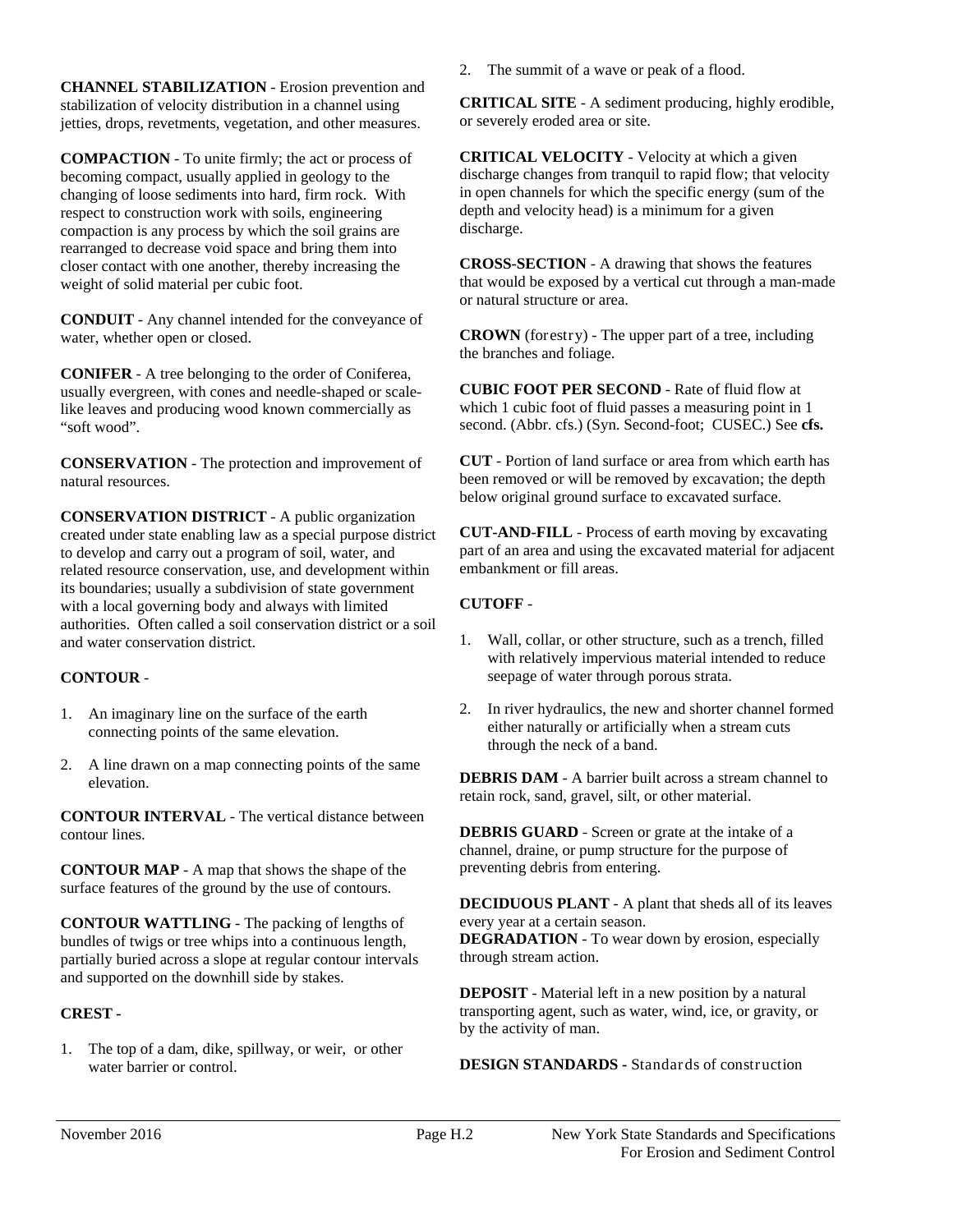**CHANNEL STABILIZATION** - Erosion prevention and stabilization of velocity distribution in a channel using jetties, drops, revetments, vegetation, and other measures.

**COMPACTION** - To unite firmly; the act or process of becoming compact, usually applied in geology to the changing of loose sediments into hard, firm rock. With respect to construction work with soils, engineering compaction is any process by which the soil grains are rearranged to decrease void space and bring them into closer contact with one another, thereby increasing the weight of solid material per cubic foot.

**CONDUIT** - Any channel intended for the conveyance of water, whether open or closed.

**CONIFER** - A tree belonging to the order of Coniferea, usually evergreen, with cones and needle-shaped or scale-like leaves and producing wood known commercially as "soft wood".

**CONSERVATION** - The protection and improvement of natural resources.

**CONSERVATION DISTRICT** - A public organization created under state enabling law as a special purpose district to develop and carry out a program of soil, water, and related resource conservation, use, and development within its boundaries; usually a subdivision of state government with a local governing body and always with limited authorities. Often called a soil conservation district or a soil and water conservation district.

**CONTOUR** -

1. An imaginary line on the surface of the earth connecting points of the same elevation.
2. A line drawn on a map connecting points of the same elevation.

**CONTOUR INTERVAL** - The vertical distance between contour lines.

**CONTOUR MAP** - A map that shows the shape of the surface features of the ground by the use of contours.

**CONTOUR WATTLING** - The packing of lengths of bundles of twigs or tree whips into a continuous length, partially buried across a slope at regular contour intervals and supported on the downhill side by stakes.

**CREST** -

1. The top of a dam, dike, spillway, or weir, or other water barrier or control.
2. The summit of a wave or peak of a flood.

**CRITICAL SITE** - A sediment producing, highly erodible, or severely eroded area or site.

**CRITICAL VELOCITY** - Velocity at which a given discharge changes from tranquil to rapid flow; that velocity in open channels for which the specific energy (sum of the depth and velocity head) is a minimum for a given discharge.

**CROSS-SECTION** - A drawing that shows the features that would be exposed by a vertical cut through a man-made or natural structure or area.

**CROWN** (forestry) - The upper part of a tree, including the branches and foliage.

**CUBIC FOOT PER SECOND** - Rate of fluid flow at which 1 cubic foot of fluid passes a measuring point in 1 second. (Abbr. cfs.) (Syn. Second-foot; CUSEC.) See **cfs.**

**CUT** - Portion of land surface or area from which earth has been removed or will be removed by excavation; the depth below original ground surface to excavated surface.

**CUT-AND-FILL** - Process of earth moving by excavating part of an area and using the excavated material for adjacent embankment or fill areas.

**CUTOFF** -

1. Wall, collar, or other structure, such as a trench, filled with relatively impervious material intended to reduce seepage of water through porous strata.
2. In river hydraulics, the new and shorter channel formed either naturally or artificially when a stream cuts through the neck of a band.

**DEBRIS DAM** - A barrier built across a stream channel to retain rock, sand, gravel, silt, or other material.

**DEBRIS GUARD** - Screen or grate at the intake of a channel, draine, or pump structure for the purpose of preventing debris from entering.

**DECIDUOUS PLANT** - A plant that sheds all of its leaves every year at a certain season.

**DEGRADATION** - To wear down by erosion, especially through stream action.

**DEPOSIT** - Material left in a new position by a natural transporting agent, such as water, wind, ice, or gravity, or by the activity of man.

**DESIGN STANDARDS** - Standards of construction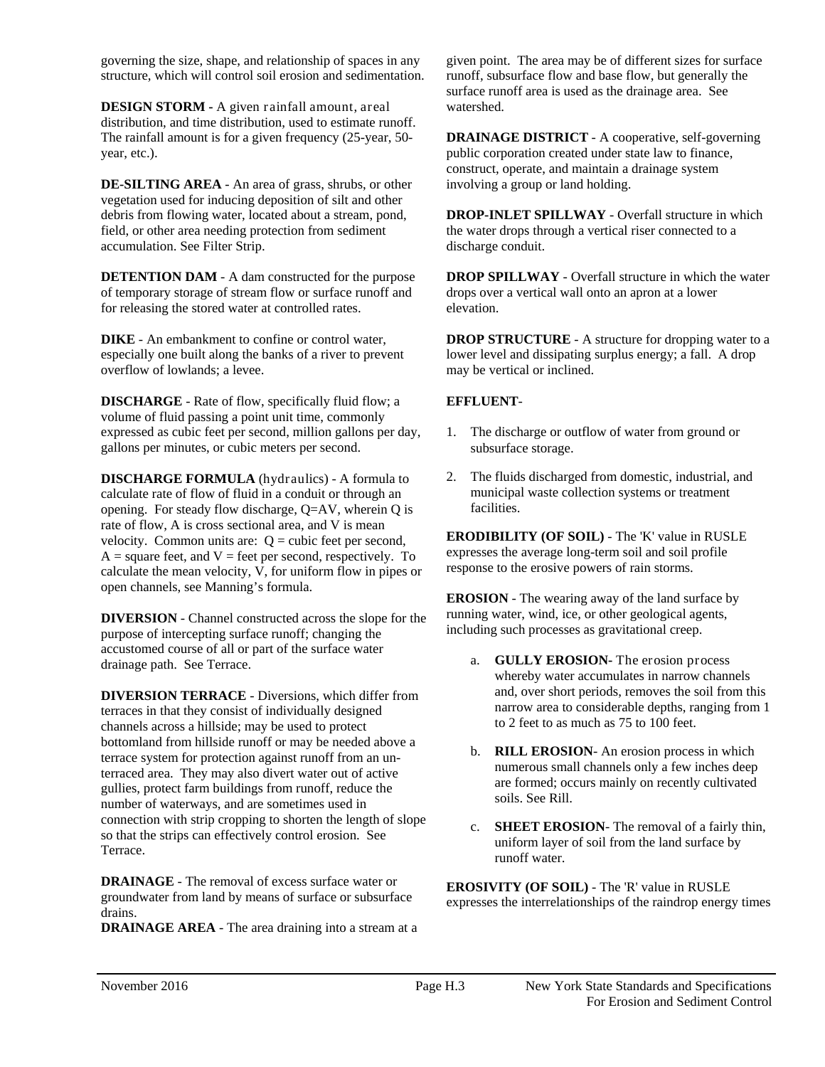governing the size, shape, and relationship of spaces in any structure, which will control soil erosion and sedimentation.

**DESIGN STORM** - A given rainfall amount, areal distribution, and time distribution, used to estimate runoff. The rainfall amount is for a given frequency (25-year, 50-year, etc.).

**DE-SILTING AREA** - An area of grass, shrubs, or other vegetation used for inducing deposition of silt and other debris from flowing water, located about a stream, pond, field, or other area needing protection from sediment accumulation. See Filter Strip.

**DETENTION DAM** - A dam constructed for the purpose of temporary storage of stream flow or surface runoff and for releasing the stored water at controlled rates.

**DIKE** - An embankment to confine or control water, especially one built along the banks of a river to prevent overflow of lowlands; a levee.

**DISCHARGE** - Rate of flow, specifically fluid flow; a volume of fluid passing a point unit time, commonly expressed as cubic feet per second, million gallons per day, gallons per minutes, or cubic meters per second.

**DISCHARGE FORMULA** (hydraulics) - A formula to calculate rate of flow of fluid in a conduit or through an opening. For steady flow discharge, $Q=AV$, wherein Q is rate of flow, A is cross sectional area, and V is mean velocity. Common units are: Q = cubic feet per second, A = square feet, and V = feet per second, respectively. To calculate the mean velocity, V, for uniform flow in pipes or open channels, see Manning's formula.

**DIVERSION** - Channel constructed across the slope for the purpose of intercepting surface runoff; changing the accustomed course of all or part of the surface water drainage path. See Terrace.

**DIVERSION TERRACE** - Diversions, which differ from terraces in that they consist of individually designed channels across a hillside; may be used to protect bottomland from hillside runoff or may be needed above a terrace system for protection against runoff from an un-terraced area. They may also divert water out of active gullies, protect farm buildings from runoff, reduce the number of waterways, and are sometimes used in connection with strip cropping to shorten the length of slope so that the strips can effectively control erosion. See Terrace.

**DRAINAGE** - The removal of excess surface water or groundwater from land by means of surface or subsurface drains.

**DRAINAGE AREA** - The area draining into a stream at a given point. The area may be of different sizes for surface runoff, subsurface flow and base flow, but generally the surface runoff area is used as the drainage area. See watershed.

**DRAINAGE DISTRICT** - A cooperative, self-governing public corporation created under state law to finance, construct, operate, and maintain a drainage system involving a group or land holding.

**DROP-INLET SPILLWAY** - Overfall structure in which the water drops through a vertical riser connected to a discharge conduit.

**DROP SPILLWAY** - Overfall structure in which the water drops over a vertical wall onto an apron at a lower elevation.

**DROP STRUCTURE** - A structure for dropping water to a lower level and dissipating surplus energy; a fall. A drop may be vertical or inclined.

**EFFLUENT**-

1. The discharge or outflow of water from ground or subsurface storage.
2. The fluids discharged from domestic, industrial, and municipal waste collection systems or treatment facilities.

**ERODIBILITY (OF SOIL)** - The 'K' value in RUSLE expresses the average long-term soil and soil profile response to the erosive powers of rain storms.

**EROSION** - The wearing away of the land surface by running water, wind, ice, or other geological agents, including such processes as gravitational creep.

a. **GULLY EROSION-** The erosion process whereby water accumulates in narrow channels and, over short periods, removes the soil from this narrow area to considerable depths, ranging from 1 to 2 feet to as much as 75 to 100 feet.

b. **RILL EROSION**- An erosion process in which numerous small channels only a few inches deep are formed; occurs mainly on recently cultivated soils. See Rill.

c. **SHEET EROSION**- The removal of a fairly thin, uniform layer of soil from the land surface by runoff water.

**EROSIVITY (OF SOIL)** - The 'R' value in RUSLE expresses the interrelationships of the raindrop energy times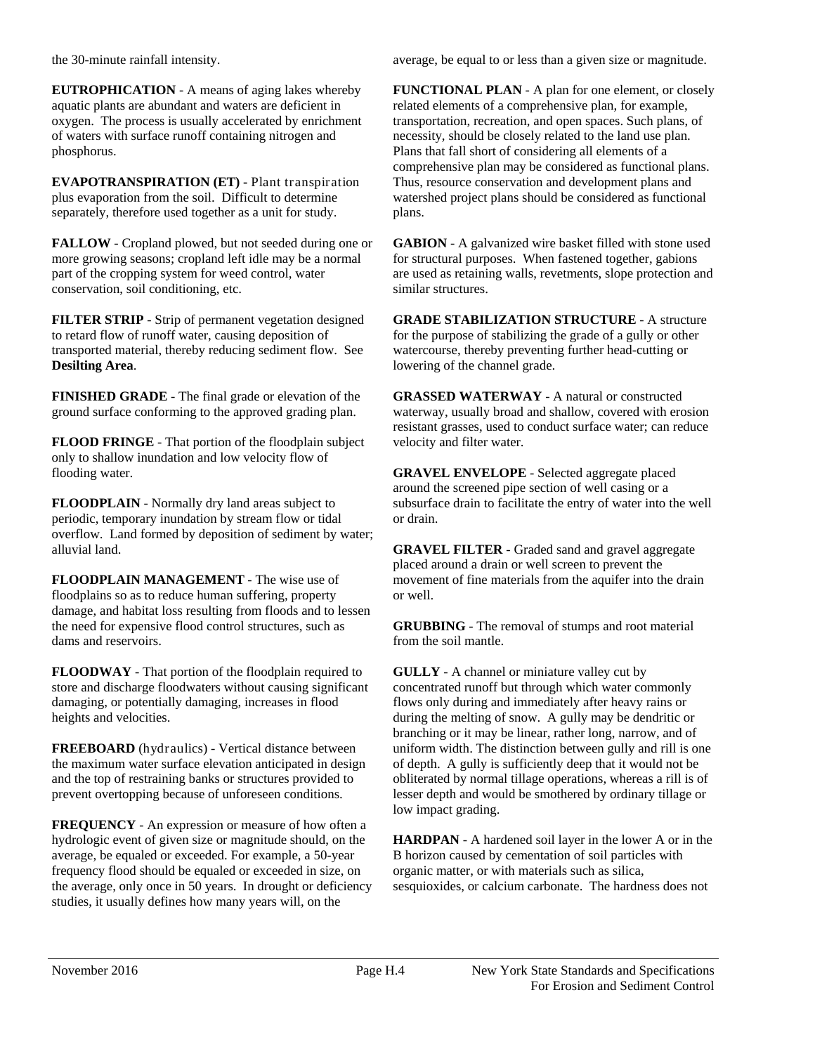the 30-minute rainfall intensity.

**EUTROPHICATION** - A means of aging lakes whereby aquatic plants are abundant and waters are deficient in oxygen. The process is usually accelerated by enrichment of waters with surface runoff containing nitrogen and phosphorus.

**EVAPOTRANSPIRATION (ET)** - Plant transpiration plus evaporation from the soil. Difficult to determine separately, therefore used together as a unit for study.

**FALLOW** - Cropland plowed, but not seeded during one or more growing seasons; cropland left idle may be a normal part of the cropping system for weed control, water conservation, soil conditioning, etc.

**FILTER STRIP** - Strip of permanent vegetation designed to retard flow of runoff water, causing deposition of transported material, thereby reducing sediment flow. See **Desilting Area**.

**FINISHED GRADE** - The final grade or elevation of the ground surface conforming to the approved grading plan.

**FLOOD FRINGE** - That portion of the floodplain subject only to shallow inundation and low velocity flow of flooding water.

**FLOODPLAIN** - Normally dry land areas subject to periodic, temporary inundation by stream flow or tidal overflow. Land formed by deposition of sediment by water; alluvial land.

**FLOODPLAIN MANAGEMENT** - The wise use of floodplains so as to reduce human suffering, property damage, and habitat loss resulting from floods and to lessen the need for expensive flood control structures, such as dams and reservoirs.

**FLOODWAY** - That portion of the floodplain required to store and discharge floodwaters without causing significant damaging, or potentially damaging, increases in flood heights and velocities.

**FREEBOARD** (hydraulics) - Vertical distance between the maximum water surface elevation anticipated in design and the top of restraining banks or structures provided to prevent overtopping because of unforeseen conditions.

**FREQUENCY** - An expression or measure of how often a hydrologic event of given size or magnitude should, on the average, be equaled or exceeded. For example, a 50-year frequency flood should be equaled or exceeded in size, on the average, only once in 50 years. In drought or deficiency studies, it usually defines how many years will, on the average, be equal to or less than a given size or magnitude.

**FUNCTIONAL PLAN** - A plan for one element, or closely related elements of a comprehensive plan, for example, transportation, recreation, and open spaces. Such plans, of necessity, should be closely related to the land use plan. Plans that fall short of considering all elements of a comprehensive plan may be considered as functional plans. Thus, resource conservation and development plans and watershed project plans should be considered as functional plans.

**GABION** - A galvanized wire basket filled with stone used for structural purposes. When fastened together, gabions are used as retaining walls, revetments, slope protection and similar structures.

**GRADE STABILIZATION STRUCTURE** - A structure for the purpose of stabilizing the grade of a gully or other watercourse, thereby preventing further head-cutting or lowering of the channel grade.

**GRASSED WATERWAY** - A natural or constructed waterway, usually broad and shallow, covered with erosion resistant grasses, used to conduct surface water; can reduce velocity and filter water.

**GRAVEL ENVELOPE** - Selected aggregate placed around the screened pipe section of well casing or a subsurface drain to facilitate the entry of water into the well or drain.

**GRAVEL FILTER** - Graded sand and gravel aggregate placed around a drain or well screen to prevent the movement of fine materials from the aquifer into the drain or well.

**GRUBBING** - The removal of stumps and root material from the soil mantle.

**GULLY** - A channel or miniature valley cut by concentrated runoff but through which water commonly flows only during and immediately after heavy rains or during the melting of snow. A gully may be dendritic or branching or it may be linear, rather long, narrow, and of uniform width. The distinction between gully and rill is one of depth. A gully is sufficiently deep that it would not be obliterated by normal tillage operations, whereas a rill is of lesser depth and would be smothered by ordinary tillage or low impact grading.

**HARDPAN** - A hardened soil layer in the lower A or in the B horizon caused by cementation of soil particles with organic matter, or with materials such as silica, sesquioxides, or calcium carbonate. The hardness does not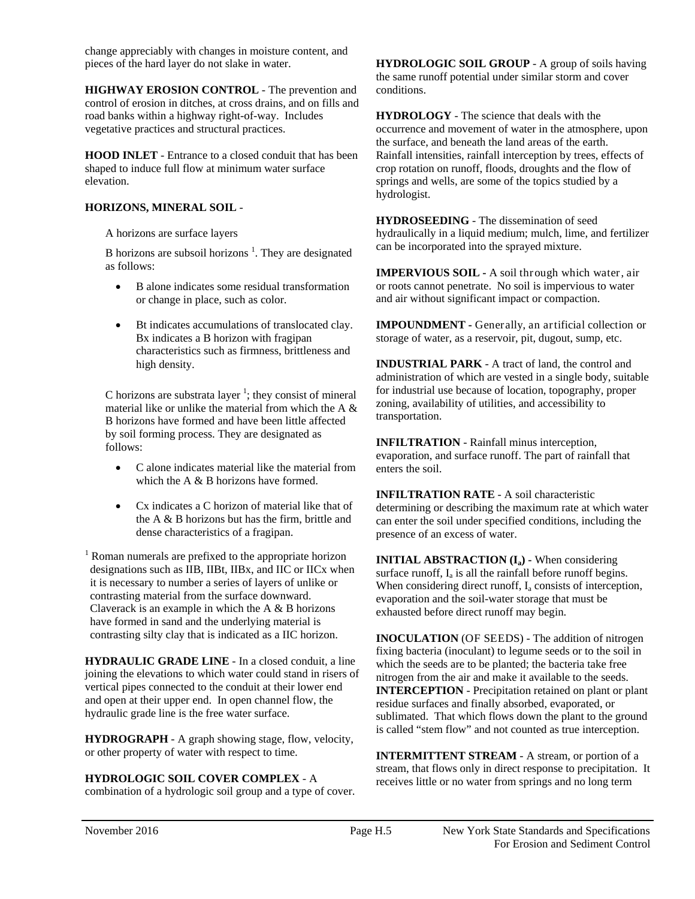change appreciably with changes in moisture content, and pieces of the hard layer do not slake in water.

**HIGHWAY EROSION CONTROL** - The prevention and control of erosion in ditches, at cross drains, and on fills and road banks within a highway right-of-way. Includes vegetative practices and structural practices.

**HOOD INLET** - Entrance to a closed conduit that has been shaped to induce full flow at minimum water surface elevation.

**HORIZONS, MINERAL SOIL** -

A horizons are surface layers

B horizons are subsoil horizons [1]. They are designated as follows:

- B alone indicates some residual transformation or change in place, such as color.
- Bt indicates accumulations of translocated clay. Bx indicates a B horizon with fragipan characteristics such as firmness, brittleness and high density.

C horizons are substrata layer [1]; they consist of mineral material like or unlike the material from which the A & B horizons have formed and have been little affected by soil forming process. They are designated as follows:

- C alone indicates material like the material from which the A & B horizons have formed.
- Cx indicates a C horizon of material like that of the A & B horizons but has the firm, brittle and dense characteristics of a fragipan.

[1] Roman numerals are prefixed to the appropriate horizon designations such as IIB, IIBt, IIBx, and IIC or IICx when it is necessary to number a series of layers of unlike or contrasting material from the surface downward. Claverack is an example in which the A & B horizons have formed in sand and the underlying material is contrasting silty clay that is indicated as a IIC horizon.

**HYDRAULIC GRADE LINE** - In a closed conduit, a line joining the elevations to which water could stand in risers of vertical pipes connected to the conduit at their lower end and open at their upper end. In open channel flow, the hydraulic grade line is the free water surface.

**HYDROGRAPH** - A graph showing stage, flow, velocity, or other property of water with respect to time.

**HYDROLOGIC SOIL COVER COMPLEX** - A combination of a hydrologic soil group and a type of cover.

**HYDROLOGIC SOIL GROUP** - A group of soils having the same runoff potential under similar storm and cover conditions.

**HYDROLOGY** - The science that deals with the occurrence and movement of water in the atmosphere, upon the surface, and beneath the land areas of the earth. Rainfall intensities, rainfall interception by trees, effects of crop rotation on runoff, floods, droughts and the flow of springs and wells, are some of the topics studied by a hydrologist.

**HYDROSEEDING** - The dissemination of seed hydraulically in a liquid medium; mulch, lime, and fertilizer can be incorporated into the sprayed mixture.

**IMPERVIOUS SOIL** - A soil through which water, air or roots cannot penetrate. No soil is impervious to water and air without significant impact or compaction.

**IMPOUNDMENT** - Generally, an artificial collection or storage of water, as a reservoir, pit, dugout, sump, etc.

**INDUSTRIAL PARK** - A tract of land, the control and administration of which are vested in a single body, suitable for industrial use because of location, topography, proper zoning, availability of utilities, and accessibility to transportation.

**INFILTRATION** - Rainfall minus interception, evaporation, and surface runoff. The part of rainfall that enters the soil.

**INFILTRATION RATE** - A soil characteristic determining or describing the maximum rate at which water can enter the soil under specified conditions, including the presence of an excess of water.

**INITIAL ABSTRACTION ($I_a$)** - When considering surface runoff, $I_a$ is all the rainfall before runoff begins. When considering direct runoff, $I_a$ consists of interception, evaporation and the soil-water storage that must be exhausted before direct runoff may begin.

**INOCULATION** (OF SEEDS) - The addition of nitrogen fixing bacteria (inoculant) to legume seeds or to the soil in which the seeds are to be planted; the bacteria take free nitrogen from the air and make it available to the seeds.

**INTERCEPTION** - Precipitation retained on plant or plant residue surfaces and finally absorbed, evaporated, or sublimated. That which flows down the plant to the ground is called "stem flow" and not counted as true interception.

**INTERMITTENT STREAM** - A stream, or portion of a stream, that flows only in direct response to precipitation. It receives little or no water from springs and no long term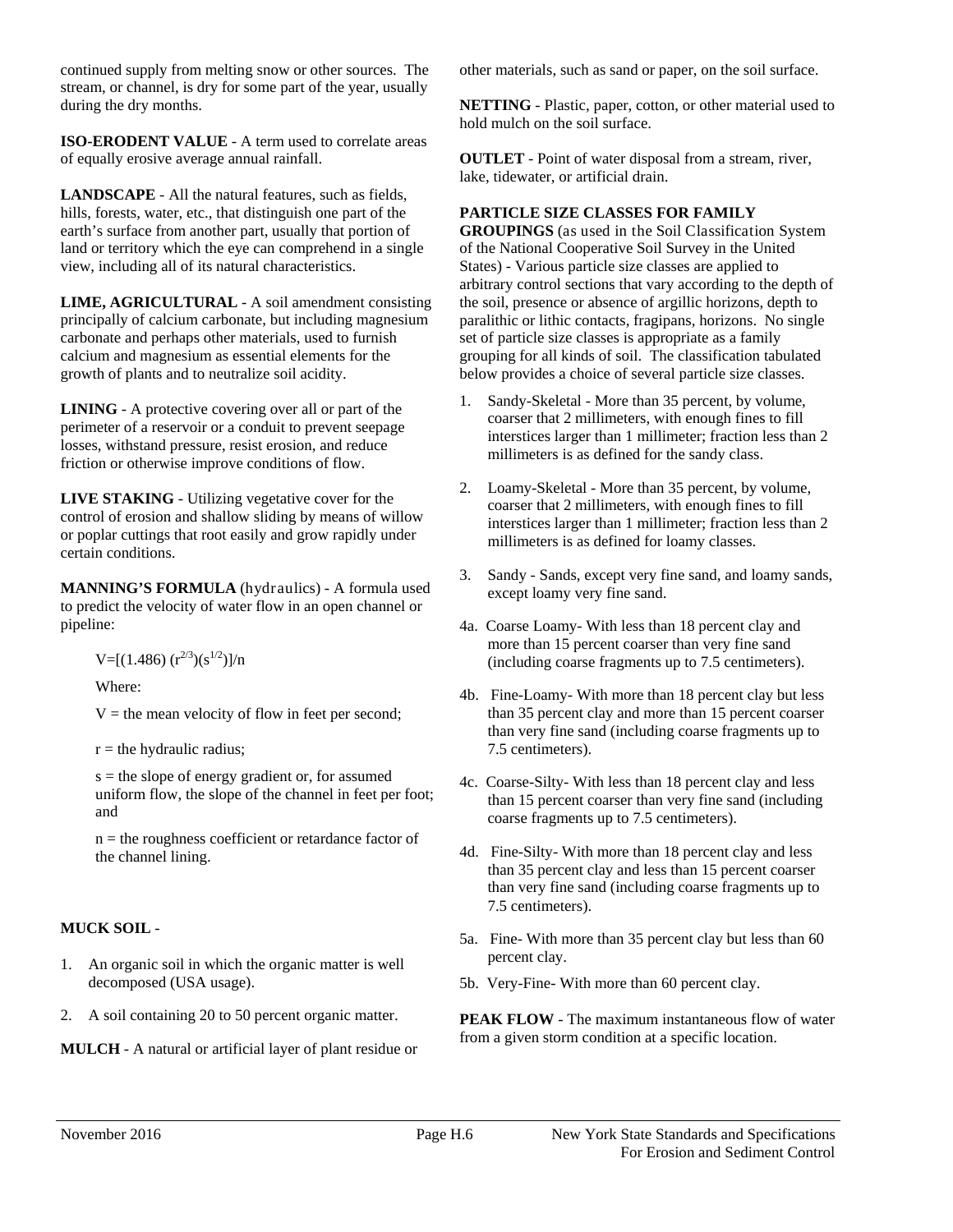continued supply from melting snow or other sources. The stream, or channel, is dry for some part of the year, usually during the dry months.

**ISO-ERODENT VALUE** - A term used to correlate areas of equally erosive average annual rainfall.

**LANDSCAPE** - All the natural features, such as fields, hills, forests, water, etc., that distinguish one part of the earth's surface from another part, usually that portion of land or territory which the eye can comprehend in a single view, including all of its natural characteristics.

**LIME, AGRICULTURAL** - A soil amendment consisting principally of calcium carbonate, but including magnesium carbonate and perhaps other materials, used to furnish calcium and magnesium as essential elements for the growth of plants and to neutralize soil acidity.

**LINING** - A protective covering over all or part of the perimeter of a reservoir or a conduit to prevent seepage losses, withstand pressure, resist erosion, and reduce friction or otherwise improve conditions of flow.

**LIVE STAKING** - Utilizing vegetative cover for the control of erosion and shallow sliding by means of willow or poplar cuttings that root easily and grow rapidly under certain conditions.

**MANNING'S FORMULA** (hydraulics) - A formula used to predict the velocity of water flow in an open channel or pipeline:

$$V=[(1.486)(r^{2/3})(s^{1/2})]/n$$

Where:

$V$ = the mean velocity of flow in feet per second;

$r$ = the hydraulic radius;

$s$ = the slope of energy gradient or, for assumed uniform flow, the slope of the channel in feet per foot; and

$n$ = the roughness coefficient or retardance factor of the channel lining.

**MUCK SOIL** -

1. An organic soil in which the organic matter is well decomposed (USA usage).
2. A soil containing 20 to 50 percent organic matter.

**MULCH** - A natural or artificial layer of plant residue or other materials, such as sand or paper, on the soil surface.

**NETTING** - Plastic, paper, cotton, or other material used to hold mulch on the soil surface.

**OUTLET** - Point of water disposal from a stream, river, lake, tidewater, or artificial drain.

**PARTICLE SIZE CLASSES FOR FAMILY GROUPINGS** (as used in the Soil Classification System of the National Cooperative Soil Survey in the United States) - Various particle size classes are applied to arbitrary control sections that vary according to the depth of the soil, presence or absence of argillic horizons, depth to paralithic or lithic contacts, fragipans, horizons. No single set of particle size classes is appropriate as a family grouping for all kinds of soil. The classification tabulated below provides a choice of several particle size classes.

1. Sandy-Skeletal - More than 35 percent, by volume, coarser that 2 millimeters, with enough fines to fill interstices larger than 1 millimeter; fraction less than 2 millimeters is as defined for the sandy class.
2. Loamy-Skeletal - More than 35 percent, by volume, coarser that 2 millimeters, with enough fines to fill interstices larger than 1 millimeter; fraction less than 2 millimeters is as defined for loamy classes.
3. Sandy - Sands, except very fine sand, and loamy sands, except loamy very fine sand.

4a. Coarse Loamy- With less than 18 percent clay and more than 15 percent coarser than very fine sand (including coarse fragments up to 7.5 centimeters).

4b. Fine-Loamy- With more than 18 percent clay but less than 35 percent clay and more than 15 percent coarser than very fine sand (including coarse fragments up to 7.5 centimeters).

4c. Coarse-Silty- With less than 18 percent clay and less than 15 percent coarser than very fine sand (including coarse fragments up to 7.5 centimeters).

4d. Fine-Silty- With more than 18 percent clay and less than 35 percent clay and less than 15 percent coarser than very fine sand (including coarse fragments up to 7.5 centimeters).

5a. Fine- With more than 35 percent clay but less than 60 percent clay.

5b. Very-Fine- With more than 60 percent clay.

**PEAK FLOW** - The maximum instantaneous flow of water from a given storm condition at a specific location.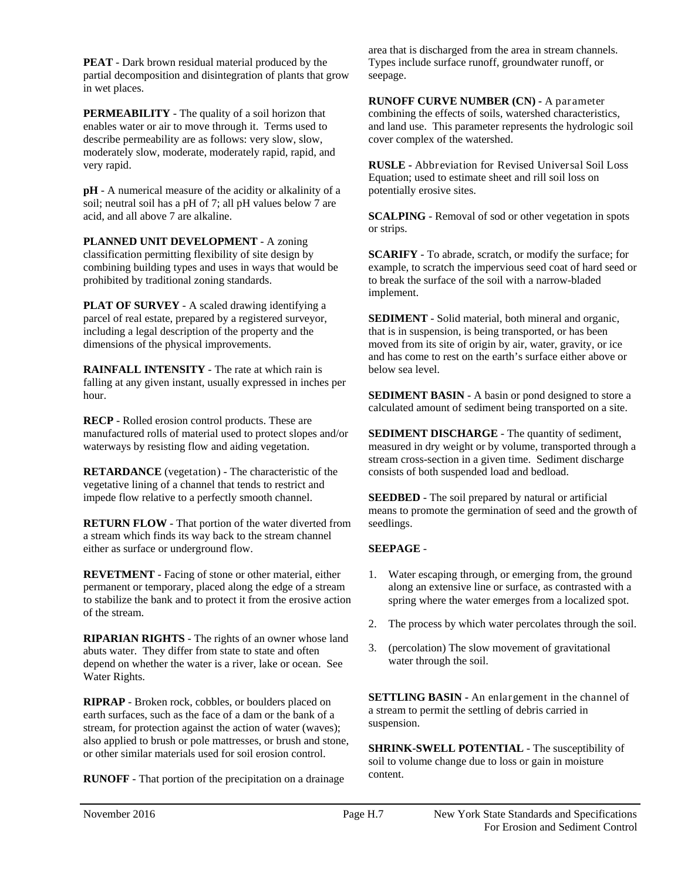**PEAT** - Dark brown residual material produced by the partial decomposition and disintegration of plants that grow in wet places.

**PERMEABILITY** - The quality of a soil horizon that enables water or air to move through it. Terms used to describe permeability are as follows: very slow, slow, moderately slow, moderate, moderately rapid, rapid, and very rapid.

**pH** - A numerical measure of the acidity or alkalinity of a soil; neutral soil has a pH of 7; all pH values below 7 are acid, and all above 7 are alkaline.

**PLANNED UNIT DEVELOPMENT** - A zoning classification permitting flexibility of site design by combining building types and uses in ways that would be prohibited by traditional zoning standards.

**PLAT OF SURVEY** - A scaled drawing identifying a parcel of real estate, prepared by a registered surveyor, including a legal description of the property and the dimensions of the physical improvements.

**RAINFALL INTENSITY** - The rate at which rain is falling at any given instant, usually expressed in inches per hour.

**RECP** - Rolled erosion control products. These are manufactured rolls of material used to protect slopes and/or waterways by resisting flow and aiding vegetation.

**RETARDANCE** (vegetation) - The characteristic of the vegetative lining of a channel that tends to restrict and impede flow relative to a perfectly smooth channel.

**RETURN FLOW** - That portion of the water diverted from a stream which finds its way back to the stream channel either as surface or underground flow.

**REVETMENT** - Facing of stone or other material, either permanent or temporary, placed along the edge of a stream to stabilize the bank and to protect it from the erosive action of the stream.

**RIPARIAN RIGHTS** - The rights of an owner whose land abuts water. They differ from state to state and often depend on whether the water is a river, lake or ocean. See Water Rights.

**RIPRAP** - Broken rock, cobbles, or boulders placed on earth surfaces, such as the face of a dam or the bank of a stream, for protection against the action of water (waves); also applied to brush or pole mattresses, or brush and stone, or other similar materials used for soil erosion control.

**RUNOFF** - That portion of the precipitation on a drainage area that is discharged from the area in stream channels. Types include surface runoff, groundwater runoff, or seepage.

**RUNOFF CURVE NUMBER (CN)** - A parameter combining the effects of soils, watershed characteristics, and land use. This parameter represents the hydrologic soil cover complex of the watershed.

**RUSLE** - Abbreviation for Revised Universal Soil Loss Equation; used to estimate sheet and rill soil loss on potentially erosive sites.

**SCALPING** - Removal of sod or other vegetation in spots or strips.

**SCARIFY** - To abrade, scratch, or modify the surface; for example, to scratch the impervious seed coat of hard seed or to break the surface of the soil with a narrow-bladed implement.

**SEDIMENT** - Solid material, both mineral and organic, that is in suspension, is being transported, or has been moved from its site of origin by air, water, gravity, or ice and has come to rest on the earth's surface either above or below sea level.

**SEDIMENT BASIN** - A basin or pond designed to store a calculated amount of sediment being transported on a site.

**SEDIMENT DISCHARGE** - The quantity of sediment, measured in dry weight or by volume, transported through a stream cross-section in a given time. Sediment discharge consists of both suspended load and bedload.

**SEEDBED** - The soil prepared by natural or artificial means to promote the germination of seed and the growth of seedlings.

**SEEPAGE** -

1. Water escaping through, or emerging from, the ground along an extensive line or surface, as contrasted with a spring where the water emerges from a localized spot.
2. The process by which water percolates through the soil.
3. (percolation) The slow movement of gravitational water through the soil.

**SETTLING BASIN** - An enlargement in the channel of a stream to permit the settling of debris carried in suspension.

**SHRINK-SWELL POTENTIAL** - The susceptibility of soil to volume change due to loss or gain in moisture content.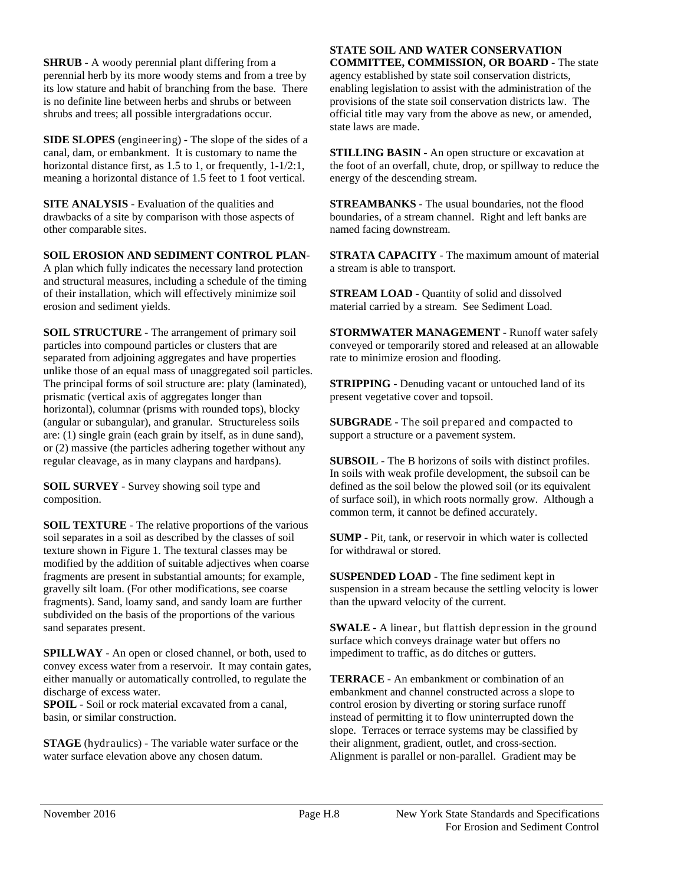**SHRUB** - A woody perennial plant differing from a perennial herb by its more woody stems and from a tree by its low stature and habit of branching from the base. There is no definite line between herbs and shrubs or between shrubs and trees; all possible intergradations occur.

**SIDE SLOPES** (engineering) - The slope of the sides of a canal, dam, or embankment. It is customary to name the horizontal distance first, as 1.5 to 1, or frequently, 1-1/2:1, meaning a horizontal distance of 1.5 feet to 1 foot vertical.

**SITE ANALYSIS** - Evaluation of the qualities and drawbacks of a site by comparison with those aspects of other comparable sites.

**SOIL EROSION AND SEDIMENT CONTROL PLAN**- A plan which fully indicates the necessary land protection and structural measures, including a schedule of the timing of their installation, which will effectively minimize soil erosion and sediment yields.

**SOIL STRUCTURE** - The arrangement of primary soil particles into compound particles or clusters that are separated from adjoining aggregates and have properties unlike those of an equal mass of unaggregated soil particles. The principal forms of soil structure are: platy (laminated), prismatic (vertical axis of aggregates longer than horizontal), columnar (prisms with rounded tops), blocky (angular or subangular), and granular. Structureless soils are: (1) single grain (each grain by itself, as in dune sand), or (2) massive (the particles adhering together without any regular cleavage, as in many claypans and hardpans).

**SOIL SURVEY** - Survey showing soil type and composition.

**SOIL TEXTURE** - The relative proportions of the various soil separates in a soil as described by the classes of soil texture shown in Figure 1. The textural classes may be modified by the addition of suitable adjectives when coarse fragments are present in substantial amounts; for example, gravelly silt loam. (For other modifications, see coarse fragments). Sand, loamy sand, and sandy loam are further subdivided on the basis of the proportions of the various sand separates present.

**SPILLWAY** - An open or closed channel, or both, used to convey excess water from a reservoir. It may contain gates, either manually or automatically controlled, to regulate the discharge of excess water.

**SPOIL** - Soil or rock material excavated from a canal, basin, or similar construction.

**STAGE** (hydraulics) - The variable water surface or the water surface elevation above any chosen datum.

**STATE SOIL AND WATER CONSERVATION COMMITTEE, COMMISSION, OR BOARD** - The state agency established by state soil conservation districts, enabling legislation to assist with the administration of the provisions of the state soil conservation districts law. The official title may vary from the above as new, or amended, state laws are made.

**STILLING BASIN** - An open structure or excavation at the foot of an overfall, chute, drop, or spillway to reduce the energy of the descending stream.

**STREAMBANKS** - The usual boundaries, not the flood boundaries, of a stream channel. Right and left banks are named facing downstream.

**STRATA CAPACITY** - The maximum amount of material a stream is able to transport.

**STREAM LOAD** - Quantity of solid and dissolved material carried by a stream. See Sediment Load.

**STORMWATER MANAGEMENT** - Runoff water safely conveyed or temporarily stored and released at an allowable rate to minimize erosion and flooding.

**STRIPPING** - Denuding vacant or untouched land of its present vegetative cover and topsoil.

**SUBGRADE** - The soil prepared and compacted to support a structure or a pavement system.

**SUBSOIL** - The B horizons of soils with distinct profiles. In soils with weak profile development, the subsoil can be defined as the soil below the plowed soil (or its equivalent of surface soil), in which roots normally grow. Although a common term, it cannot be defined accurately.

**SUMP** - Pit, tank, or reservoir in which water is collected for withdrawal or stored.

**SUSPENDED LOAD** - The fine sediment kept in suspension in a stream because the settling velocity is lower than the upward velocity of the current.

**SWALE** - A linear, but flattish depression in the ground surface which conveys drainage water but offers no impediment to traffic, as do ditches or gutters.

**TERRACE** - An embankment or combination of an embankment and channel constructed across a slope to control erosion by diverting or storing surface runoff instead of permitting it to flow uninterrupted down the slope. Terraces or terrace systems may be classified by their alignment, gradient, outlet, and cross-section. Alignment is parallel or non-parallel. Gradient may be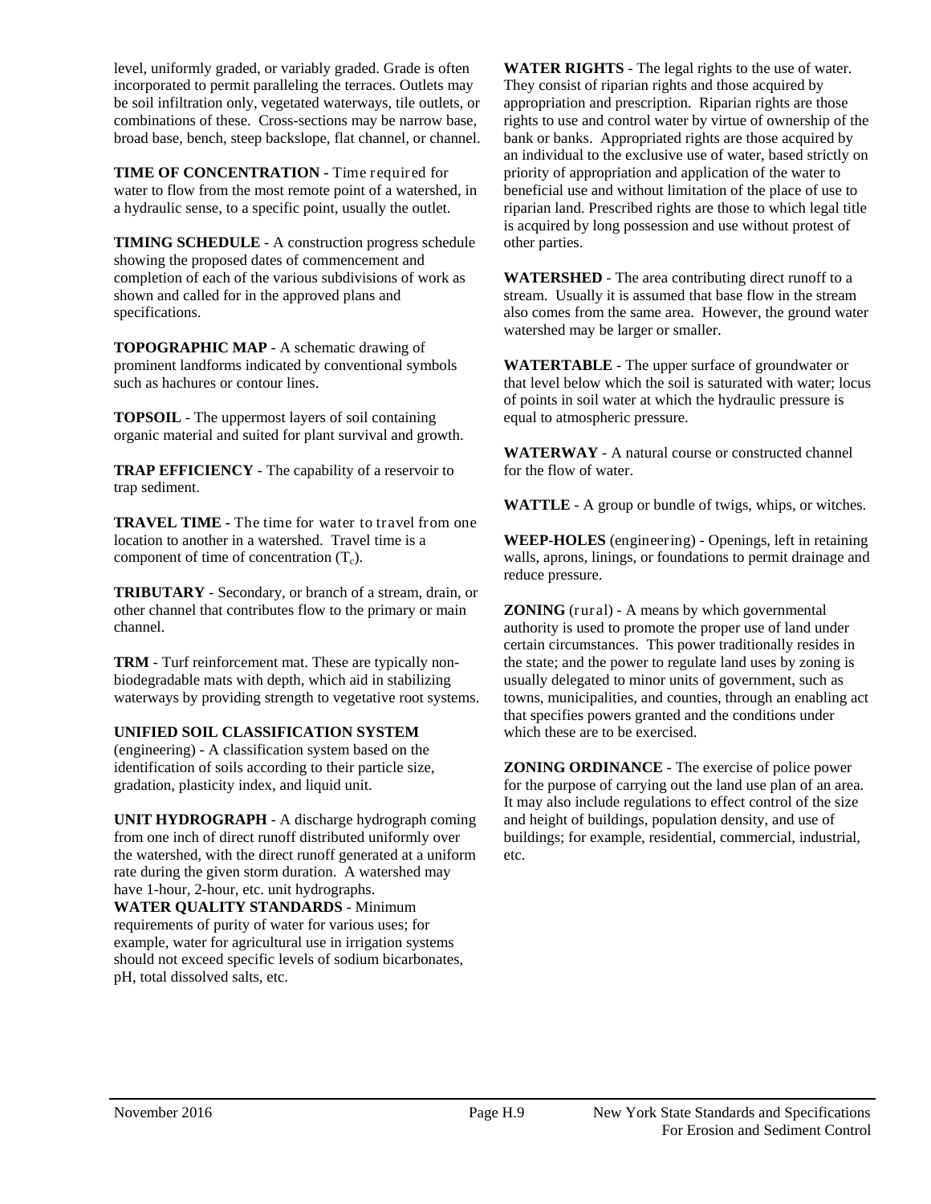level, uniformly graded, or variably graded. Grade is often incorporated to permit paralleling the terraces. Outlets may be soil infiltration only, vegetated waterways, tile outlets, or combinations of these. Cross-sections may be narrow base, broad base, bench, steep backslope, flat channel, or channel.

**TIME OF CONCENTRATION -** Time required for water to flow from the most remote point of a watershed, in a hydraulic sense, to a specific point, usually the outlet.

**TIMING SCHEDULE** - A construction progress schedule showing the proposed dates of commencement and completion of each of the various subdivisions of work as shown and called for in the approved plans and specifications.

**TOPOGRAPHIC MAP** - A schematic drawing of prominent landforms indicated by conventional symbols such as hachures or contour lines.

**TOPSOIL** - The uppermost layers of soil containing organic material and suited for plant survival and growth.

**TRAP EFFICIENCY** - The capability of a reservoir to trap sediment.

**TRAVEL TIME -** The time for water to travel from one location to another in a watershed. Travel time is a component of time of concentration ($T_c$).

**TRIBUTARY** - Secondary, or branch of a stream, drain, or other channel that contributes flow to the primary or main channel.

**TRM** - Turf reinforcement mat. These are typically non-biodegradable mats with depth, which aid in stabilizing waterways by providing strength to vegetative root systems.

**UNIFIED SOIL CLASSIFICATION SYSTEM** (engineering) - A classification system based on the identification of soils according to their particle size, gradation, plasticity index, and liquid unit.

**UNIT HYDROGRAPH** - A discharge hydrograph coming from one inch of direct runoff distributed uniformly over the watershed, with the direct runoff generated at a uniform rate during the given storm duration. A watershed may have 1-hour, 2-hour, etc. unit hydrographs.

**WATER QUALITY STANDARDS** - Minimum requirements of purity of water for various uses; for example, water for agricultural use in irrigation systems should not exceed specific levels of sodium bicarbonates, pH, total dissolved salts, etc.

**WATER RIGHTS** - The legal rights to the use of water. They consist of riparian rights and those acquired by appropriation and prescription. Riparian rights are those rights to use and control water by virtue of ownership of the bank or banks. Appropriated rights are those acquired by an individual to the exclusive use of water, based strictly on priority of appropriation and application of the water to beneficial use and without limitation of the place of use to riparian land. Prescribed rights are those to which legal title is acquired by long possession and use without protest of other parties.

**WATERSHED** - The area contributing direct runoff to a stream. Usually it is assumed that base flow in the stream also comes from the same area. However, the ground water watershed may be larger or smaller.

**WATERTABLE** - The upper surface of groundwater or that level below which the soil is saturated with water; locus of points in soil water at which the hydraulic pressure is equal to atmospheric pressure.

**WATERWAY** - A natural course or constructed channel for the flow of water.

**WATTLE** - A group or bundle of twigs, whips, or witches.

**WEEP-HOLES** (engineering) - Openings, left in retaining walls, aprons, linings, or foundations to permit drainage and reduce pressure.

**ZONING** (rural) - A means by which governmental authority is used to promote the proper use of land under certain circumstances. This power traditionally resides in the state; and the power to regulate land uses by zoning is usually delegated to minor units of government, such as towns, municipalities, and counties, through an enabling act that specifies powers granted and the conditions under which these are to be exercised.

**ZONING ORDINANCE** - The exercise of police power for the purpose of carrying out the land use plan of an area. It may also include regulations to effect control of the size and height of buildings, population density, and use of buildings; for example, residential, commercial, industrial, etc.